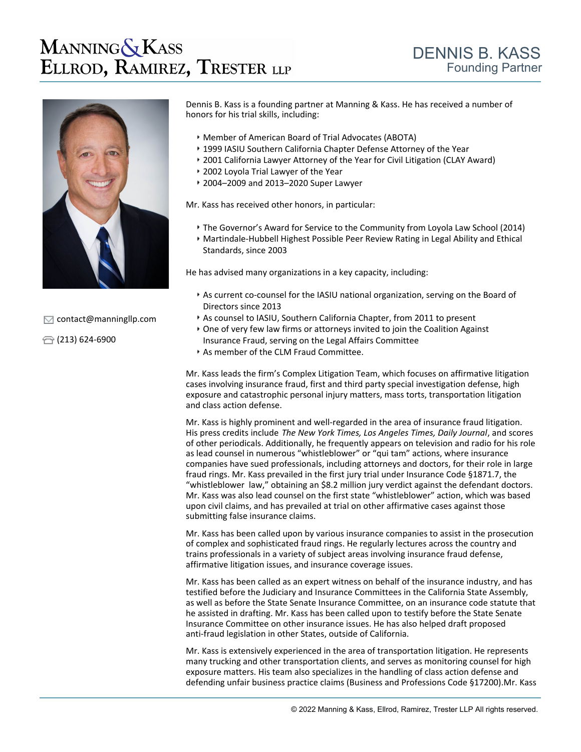# Manning & Kass Ellrod, Ramirez, Trester LLP

## DENNIS B. KASS
### Founding Partner

contact@manningllp.com

(213) 624-6900

Dennis B. Kass is a founding partner at Manning & Kass. He has received a number of honors for his trial skills, including:

- Member of American Board of Trial Advocates (ABOTA)
- 1999 IASIU Southern California Chapter Defense Attorney of the Year
- 2001 California Lawyer Attorney of the Year for Civil Litigation (CLAY Award)
- 2002 Loyola Trial Lawyer of the Year
- 2004–2009 and 2013–2020 Super Lawyer

Mr. Kass has received other honors, in particular:

- The Governor's Award for Service to the Community from Loyola Law School (2014)
- Martindale-Hubbell Highest Possible Peer Review Rating in Legal Ability and Ethical Standards, since 2003

He has advised many organizations in a key capacity, including:

- As current co-counsel for the IASIU national organization, serving on the Board of Directors since 2013
- As counsel to IASIU, Southern California Chapter, from 2011 to present
- One of very few law firms or attorneys invited to join the Coalition Against Insurance Fraud, serving on the Legal Affairs Committee
- As member of the CLM Fraud Committee.

Mr. Kass leads the firm's Complex Litigation Team, which focuses on affirmative litigation cases involving insurance fraud, first and third party special investigation defense, high exposure and catastrophic personal injury matters, mass torts, transportation litigation and class action defense.

Mr. Kass is highly prominent and well-regarded in the area of insurance fraud litigation. His press credits include *The New York Times, Los Angeles Times, Daily Journal*, and scores of other periodicals. Additionally, he frequently appears on television and radio for his role as lead counsel in numerous "whistleblower" or "qui tam" actions, where insurance companies have sued professionals, including attorneys and doctors, for their role in large fraud rings. Mr. Kass prevailed in the first jury trial under Insurance Code §1871.7, the "whistleblower law," obtaining an $8.2 million jury verdict against the defendant doctors. Mr. Kass was also lead counsel on the first state "whistleblower" action, which was based upon civil claims, and has prevailed at trial on other affirmative cases against those submitting false insurance claims.

Mr. Kass has been called upon by various insurance companies to assist in the prosecution of complex and sophisticated fraud rings. He regularly lectures across the country and trains professionals in a variety of subject areas involving insurance fraud defense, affirmative litigation issues, and insurance coverage issues.

Mr. Kass has been called as an expert witness on behalf of the insurance industry, and has testified before the Judiciary and Insurance Committees in the California State Assembly, as well as before the State Senate Insurance Committee, on an insurance code statute that he assisted in drafting. Mr. Kass has been called upon to testify before the State Senate Insurance Committee on other insurance issues. He has also helped draft proposed anti-fraud legislation in other States, outside of California.

Mr. Kass is extensively experienced in the area of transportation litigation. He represents many trucking and other transportation clients, and serves as monitoring counsel for high exposure matters. His team also specializes in the handling of class action defense and defending unfair business practice claims (Business and Professions Code §17200).Mr. Kass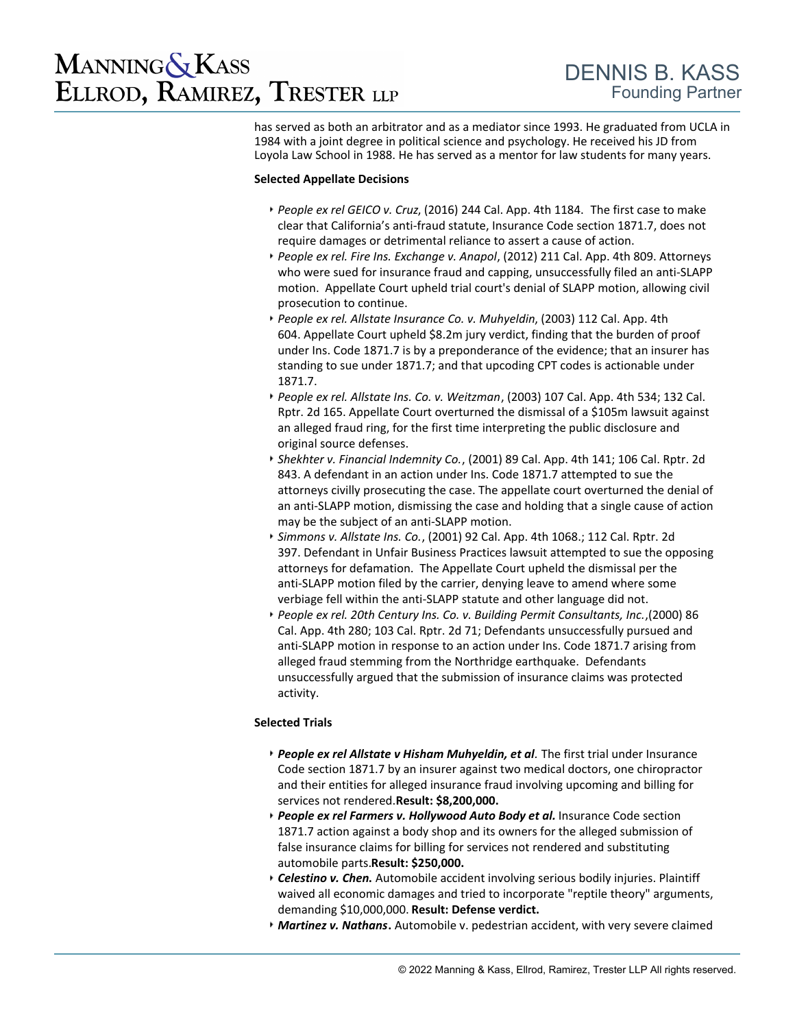has served as both an arbitrator and as a mediator since 1993. He graduated from UCLA in 1984 with a joint degree in political science and psychology. He received his JD from Loyola Law School in 1988. He has served as a mentor for law students for many years.

**Selected Appellate Decisions**

- *People ex rel GEICO v. Cruz*, (2016) 244 Cal. App. 4th 1184. The first case to make clear that California's anti-fraud statute, Insurance Code section 1871.7, does not require damages or detrimental reliance to assert a cause of action.
- *People ex rel. Fire Ins. Exchange v. Anapol*, (2012) 211 Cal. App. 4th 809. Attorneys who were sued for insurance fraud and capping, unsuccessfully filed an anti-SLAPP motion. Appellate Court upheld trial court's denial of SLAPP motion, allowing civil prosecution to continue.
- *People ex rel. Allstate Insurance Co. v. Muhyeldin*, (2003) 112 Cal. App. 4th 604. Appellate Court upheld $8.2m jury verdict, finding that the burden of proof under Ins. Code 1871.7 is by a preponderance of the evidence; that an insurer has standing to sue under 1871.7; and that upcoding CPT codes is actionable under 1871.7.
- *People ex rel. Allstate Ins. Co. v. Weitzman*, (2003) 107 Cal. App. 4th 534; 132 Cal. Rptr. 2d 165. Appellate Court overturned the dismissal of a $105m lawsuit against an alleged fraud ring, for the first time interpreting the public disclosure and original source defenses.
- *Shekhter v. Financial Indemnity Co.*, (2001) 89 Cal. App. 4th 141; 106 Cal. Rptr. 2d 843. A defendant in an action under Ins. Code 1871.7 attempted to sue the attorneys civilly prosecuting the case. The appellate court overturned the denial of an anti-SLAPP motion, dismissing the case and holding that a single cause of action may be the subject of an anti-SLAPP motion.
- *Simmons v. Allstate Ins. Co.*, (2001) 92 Cal. App. 4th 1068.; 112 Cal. Rptr. 2d 397. Defendant in Unfair Business Practices lawsuit attempted to sue the opposing attorneys for defamation. The Appellate Court upheld the dismissal per the anti-SLAPP motion filed by the carrier, denying leave to amend where some verbiage fell within the anti-SLAPP statute and other language did not.
- *People ex rel. 20th Century Ins. Co. v. Building Permit Consultants, Inc.*,(2000) 86 Cal. App. 4th 280; 103 Cal. Rptr. 2d 71; Defendants unsuccessfully pursued and anti-SLAPP motion in response to an action under Ins. Code 1871.7 arising from alleged fraud stemming from the Northridge earthquake. Defendants unsuccessfully argued that the submission of insurance claims was protected activity.

**Selected Trials**

- ***People ex rel Allstate v Hisham Muhyeldin, et al.*** The first trial under Insurance Code section 1871.7 by an insurer against two medical doctors, one chiropractor and their entities for alleged insurance fraud involving upcoming and billing for services not rendered.**Result: $8,200,000.**
- ***People ex rel Farmers v. Hollywood Auto Body et al.*** Insurance Code section 1871.7 action against a body shop and its owners for the alleged submission of false insurance claims for billing for services not rendered and substituting automobile parts.**Result: $250,000.**
- ***Celestino v. Chen.*** Automobile accident involving serious bodily injuries. Plaintiff waived all economic damages and tried to incorporate "reptile theory" arguments, demanding $10,000,000. **Result: Defense verdict.**
- ***Martinez v. Nathans*.** Automobile v. pedestrian accident, with very severe claimed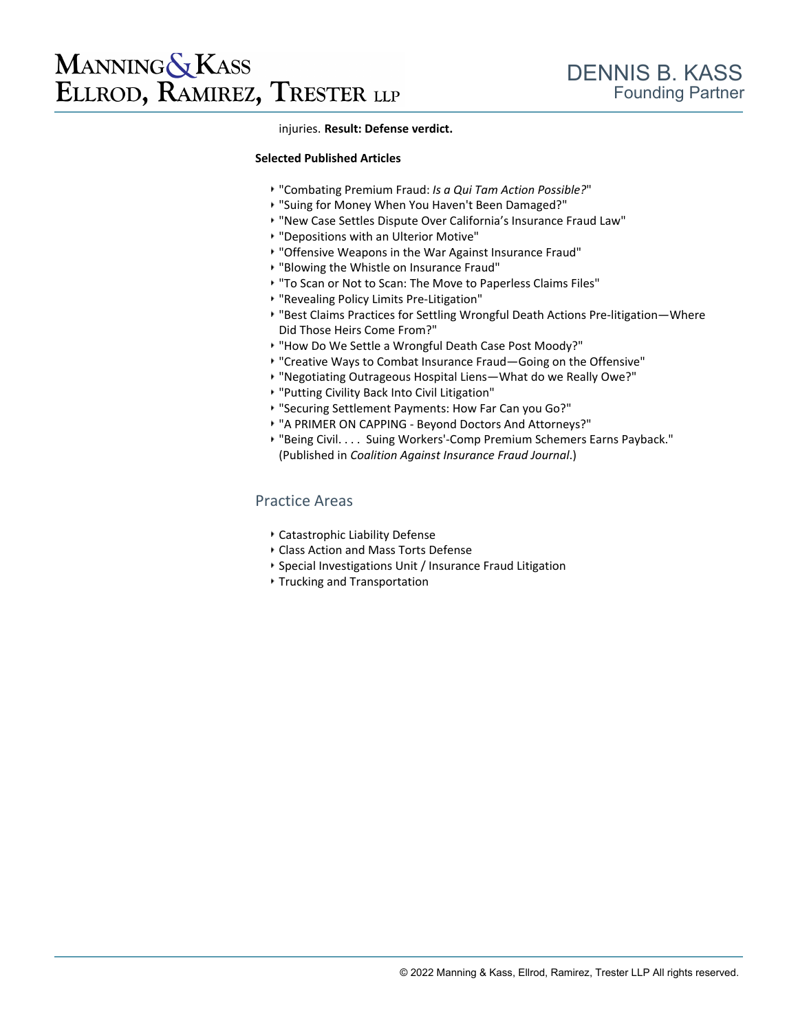injuries. **Result: Defense verdict.**

**Selected Published Articles**

- "Combating Premium Fraud: *Is a Qui Tam Action Possible?*"
- "Suing for Money When You Haven't Been Damaged?"
- "New Case Settles Dispute Over California's Insurance Fraud Law"
- "Depositions with an Ulterior Motive"
- "Offensive Weapons in the War Against Insurance Fraud"
- "Blowing the Whistle on Insurance Fraud"
- "To Scan or Not to Scan: The Move to Paperless Claims Files"
- "Revealing Policy Limits Pre-Litigation"
- "Best Claims Practices for Settling Wrongful Death Actions Pre-litigation—Where Did Those Heirs Come From?"
- "How Do We Settle a Wrongful Death Case Post Moody?"
- "Creative Ways to Combat Insurance Fraud—Going on the Offensive"
- "Negotiating Outrageous Hospital Liens—What do we Really Owe?"
- "Putting Civility Back Into Civil Litigation"
- "Securing Settlement Payments: How Far Can you Go?"
- "A PRIMER ON CAPPING - Beyond Doctors And Attorneys?"
- "Being Civil. . . . Suing Workers'-Comp Premium Schemers Earns Payback." (Published in *Coalition Against Insurance Fraud Journal*.)

## Practice Areas

- Catastrophic Liability Defense
- Class Action and Mass Torts Defense
- Special Investigations Unit / Insurance Fraud Litigation
- Trucking and Transportation